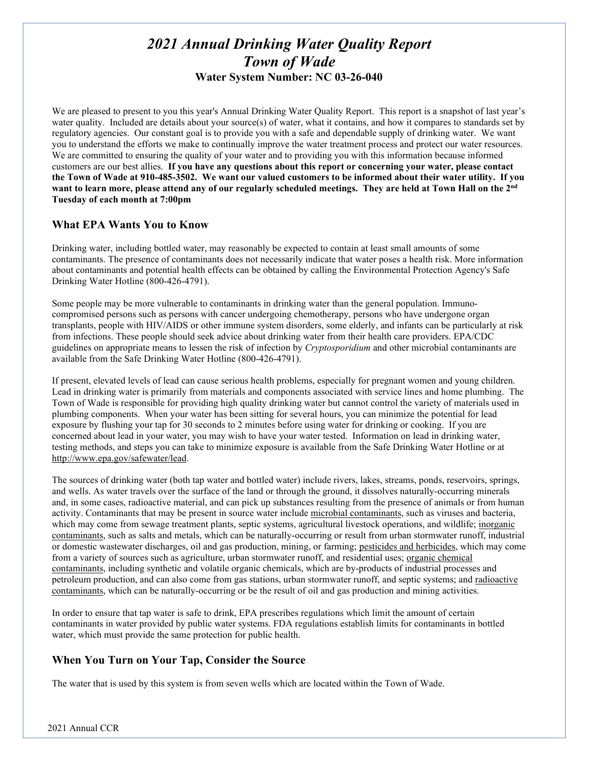// 2021 Annual Drinking Water Quality Report
# *2021 Annual Drinking Water Quality Report*
# *Town of Wade*
### Water System Number: NC 03-26-040

We are pleased to present to you this year's Annual Drinking Water Quality Report. This report is a snapshot of last year's water quality. Included are details about your source(s) of water, what it contains, and how it compares to standards set by regulatory agencies. Our constant goal is to provide you with a safe and dependable supply of drinking water. We want you to understand the efforts we make to continually improve the water treatment process and protect our water resources. We are committed to ensuring the quality of your water and to providing you with this information because informed customers are our best allies. **If you have any questions about this report or concerning your water, please contact the Town of Wade at 910-485-3502. We want our valued customers to be informed about their water utility. If you want to learn more, please attend any of our regularly scheduled meetings. They are held at Town Hall on the 2nd Tuesday of each month at 7:00pm**

## What EPA Wants You to Know

Drinking water, including bottled water, may reasonably be expected to contain at least small amounts of some contaminants. The presence of contaminants does not necessarily indicate that water poses a health risk. More information about contaminants and potential health effects can be obtained by calling the Environmental Protection Agency's Safe Drinking Water Hotline (800-426-4791).

Some people may be more vulnerable to contaminants in drinking water than the general population. Immuno-compromised persons such as persons with cancer undergoing chemotherapy, persons who have undergone organ transplants, people with HIV/AIDS or other immune system disorders, some elderly, and infants can be particularly at risk from infections. These people should seek advice about drinking water from their health care providers. EPA/CDC guidelines on appropriate means to lessen the risk of infection by *Cryptosporidium* and other microbial contaminants are available from the Safe Drinking Water Hotline (800-426-4791).

If present, elevated levels of lead can cause serious health problems, especially for pregnant women and young children. Lead in drinking water is primarily from materials and components associated with service lines and home plumbing. The Town of Wade is responsible for providing high quality drinking water but cannot control the variety of materials used in plumbing components. When your water has been sitting for several hours, you can minimize the potential for lead exposure by flushing your tap for 30 seconds to 2 minutes before using water for drinking or cooking. If you are concerned about lead in your water, you may wish to have your water tested. Information on lead in drinking water, testing methods, and steps you can take to minimize exposure is available from the Safe Drinking Water Hotline or at http://www.epa.gov/safewater/lead.

The sources of drinking water (both tap water and bottled water) include rivers, lakes, streams, ponds, reservoirs, springs, and wells. As water travels over the surface of the land or through the ground, it dissolves naturally-occurring minerals and, in some cases, radioactive material, and can pick up substances resulting from the presence of animals or from human activity. Contaminants that may be present in source water include microbial contaminants, such as viruses and bacteria, which may come from sewage treatment plants, septic systems, agricultural livestock operations, and wildlife; inorganic contaminants, such as salts and metals, which can be naturally-occurring or result from urban stormwater runoff, industrial or domestic wastewater discharges, oil and gas production, mining, or farming; pesticides and herbicides, which may come from a variety of sources such as agriculture, urban stormwater runoff, and residential uses; organic chemical contaminants, including synthetic and volatile organic chemicals, which are by-products of industrial processes and petroleum production, and can also come from gas stations, urban stormwater runoff, and septic systems; and radioactive contaminants, which can be naturally-occurring or be the result of oil and gas production and mining activities.

In order to ensure that tap water is safe to drink, EPA prescribes regulations which limit the amount of certain contaminants in water provided by public water systems. FDA regulations establish limits for contaminants in bottled water, which must provide the same protection for public health.

## When You Turn on Your Tap, Consider the Source

The water that is used by this system is from seven wells which are located within the Town of Wade.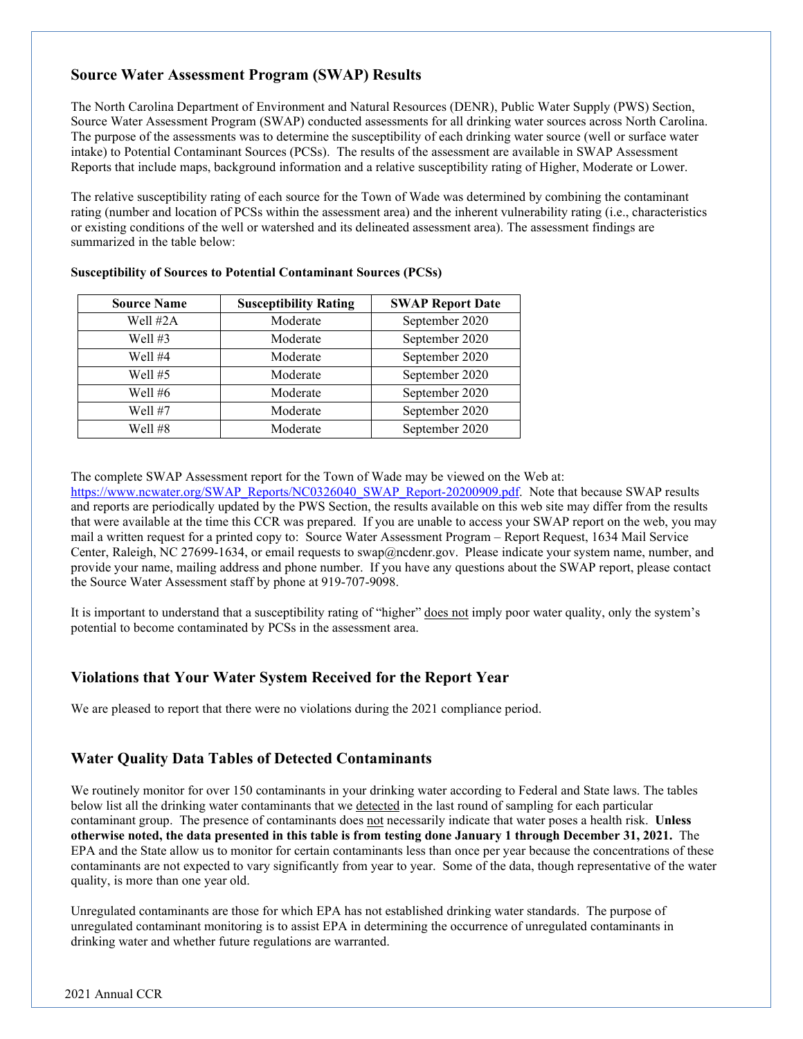## Source Water Assessment Program (SWAP) Results

The North Carolina Department of Environment and Natural Resources (DENR), Public Water Supply (PWS) Section, Source Water Assessment Program (SWAP) conducted assessments for all drinking water sources across North Carolina. The purpose of the assessments was to determine the susceptibility of each drinking water source (well or surface water intake) to Potential Contaminant Sources (PCSs). The results of the assessment are available in SWAP Assessment Reports that include maps, background information and a relative susceptibility rating of Higher, Moderate or Lower.

The relative susceptibility rating of each source for the Town of Wade was determined by combining the contaminant rating (number and location of PCSs within the assessment area) and the inherent vulnerability rating (i.e., characteristics or existing conditions of the well or watershed and its delineated assessment area). The assessment findings are summarized in the table below:

**Susceptibility of Sources to Potential Contaminant Sources (PCSs)**

| Source Name | Susceptibility Rating | SWAP Report Date |
|---|---|---|
| Well #2A | Moderate | September 2020 |
| Well #3 | Moderate | September 2020 |
| Well #4 | Moderate | September 2020 |
| Well #5 | Moderate | September 2020 |
| Well #6 | Moderate | September 2020 |
| Well #7 | Moderate | September 2020 |
| Well #8 | Moderate | September 2020 |

The complete SWAP Assessment report for the Town of Wade may be viewed on the Web at: https://www.ncwater.org/SWAP_Reports/NC0326040_SWAP_Report-20200909.pdf. Note that because SWAP results and reports are periodically updated by the PWS Section, the results available on this web site may differ from the results that were available at the time this CCR was prepared. If you are unable to access your SWAP report on the web, you may mail a written request for a printed copy to: Source Water Assessment Program – Report Request, 1634 Mail Service Center, Raleigh, NC 27699-1634, or email requests to swap@ncdenr.gov. Please indicate your system name, number, and provide your name, mailing address and phone number. If you have any questions about the SWAP report, please contact the Source Water Assessment staff by phone at 919-707-9098.

It is important to understand that a susceptibility rating of "higher" does not imply poor water quality, only the system's potential to become contaminated by PCSs in the assessment area.

## Violations that Your Water System Received for the Report Year

We are pleased to report that there were no violations during the 2021 compliance period.

## Water Quality Data Tables of Detected Contaminants

We routinely monitor for over 150 contaminants in your drinking water according to Federal and State laws. The tables below list all the drinking water contaminants that we detected in the last round of sampling for each particular contaminant group. The presence of contaminants does not necessarily indicate that water poses a health risk. **Unless otherwise noted, the data presented in this table is from testing done January 1 through December 31, 2021.** The EPA and the State allow us to monitor for certain contaminants less than once per year because the concentrations of these contaminants are not expected to vary significantly from year to year. Some of the data, though representative of the water quality, is more than one year old.

Unregulated contaminants are those for which EPA has not established drinking water standards. The purpose of unregulated contaminant monitoring is to assist EPA in determining the occurrence of unregulated contaminants in drinking water and whether future regulations are warranted.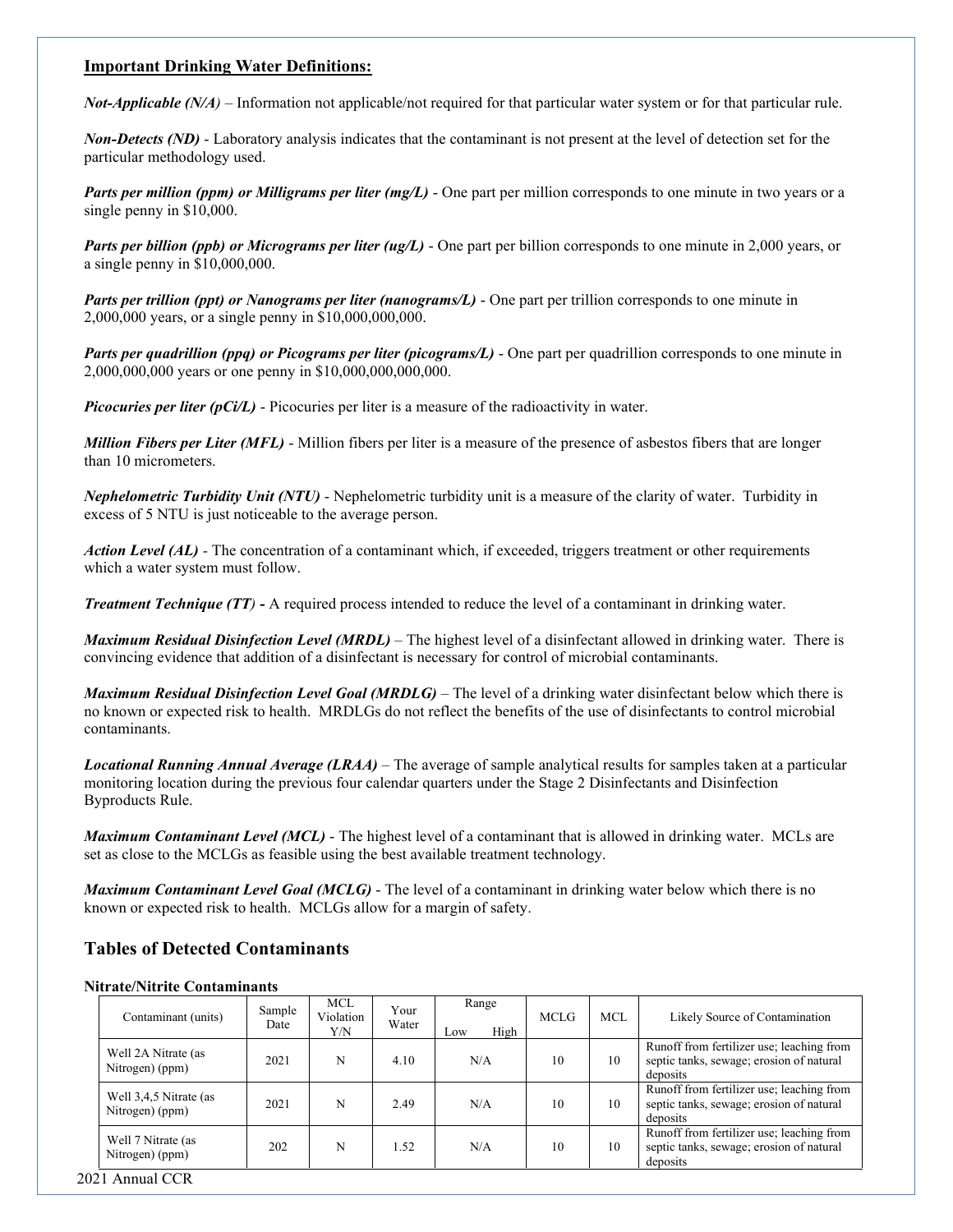### Important Drinking Water Definitions:

***Not-Applicable (N/A)*** – Information not applicable/not required for that particular water system or for that particular rule.

***Non-Detects (ND)*** - Laboratory analysis indicates that the contaminant is not present at the level of detection set for the particular methodology used.

***Parts per million (ppm) or Milligrams per liter (mg/L)*** - One part per million corresponds to one minute in two years or a single penny in $10,000.

***Parts per billion (ppb) or Micrograms per liter (ug/L)*** - One part per billion corresponds to one minute in 2,000 years, or a single penny in $10,000,000.

***Parts per trillion (ppt) or Nanograms per liter (nanograms/L)*** - One part per trillion corresponds to one minute in 2,000,000 years, or a single penny in $10,000,000,000.

***Parts per quadrillion (ppq) or Picograms per liter (picograms/L)*** - One part per quadrillion corresponds to one minute in 2,000,000,000 years or one penny in $10,000,000,000,000.

***Picocuries per liter (pCi/L)*** - Picocuries per liter is a measure of the radioactivity in water.

***Million Fibers per Liter (MFL)*** - Million fibers per liter is a measure of the presence of asbestos fibers that are longer than 10 micrometers.

***Nephelometric Turbidity Unit (NTU)*** - Nephelometric turbidity unit is a measure of the clarity of water. Turbidity in excess of 5 NTU is just noticeable to the average person.

***Action Level (AL)*** - The concentration of a contaminant which, if exceeded, triggers treatment or other requirements which a water system must follow.

***Treatment Technique (TT)*** **-** A required process intended to reduce the level of a contaminant in drinking water.

***Maximum Residual Disinfection Level (MRDL)*** – The highest level of a disinfectant allowed in drinking water. There is convincing evidence that addition of a disinfectant is necessary for control of microbial contaminants.

***Maximum Residual Disinfection Level Goal (MRDLG)*** – The level of a drinking water disinfectant below which there is no known or expected risk to health. MRDLGs do not reflect the benefits of the use of disinfectants to control microbial contaminants.

***Locational Running Annual Average (LRAA)*** – The average of sample analytical results for samples taken at a particular monitoring location during the previous four calendar quarters under the Stage 2 Disinfectants and Disinfection Byproducts Rule.

***Maximum Contaminant Level (MCL)*** - The highest level of a contaminant that is allowed in drinking water. MCLs are set as close to the MCLGs as feasible using the best available treatment technology.

***Maximum Contaminant Level Goal (MCLG)*** - The level of a contaminant in drinking water below which there is no known or expected risk to health. MCLGs allow for a margin of safety.

## Tables of Detected Contaminants

#### Nitrate/Nitrite Contaminants

| Contaminant (units) | Sample Date | MCL Violation Y/N | Your Water | Range | | MCLG | MCL | Likely Source of Contamination |
|---|---|---|---|---|---|---|---|---|
| | | | | Low | High | | | |
| Well 2A Nitrate (as Nitrogen) (ppm) | 2021 | N | 4.10 | N/A | | 10 | 10 | Runoff from fertilizer use; leaching from septic tanks, sewage; erosion of natural deposits |
| Well 3,4,5 Nitrate (as Nitrogen) (ppm) | 2021 | N | 2.49 | N/A | | 10 | 10 | Runoff from fertilizer use; leaching from septic tanks, sewage; erosion of natural deposits |
| Well 7 Nitrate (as Nitrogen) (ppm) | 202 | N | 1.52 | N/A | | 10 | 10 | Runoff from fertilizer use; leaching from septic tanks, sewage; erosion of natural deposits |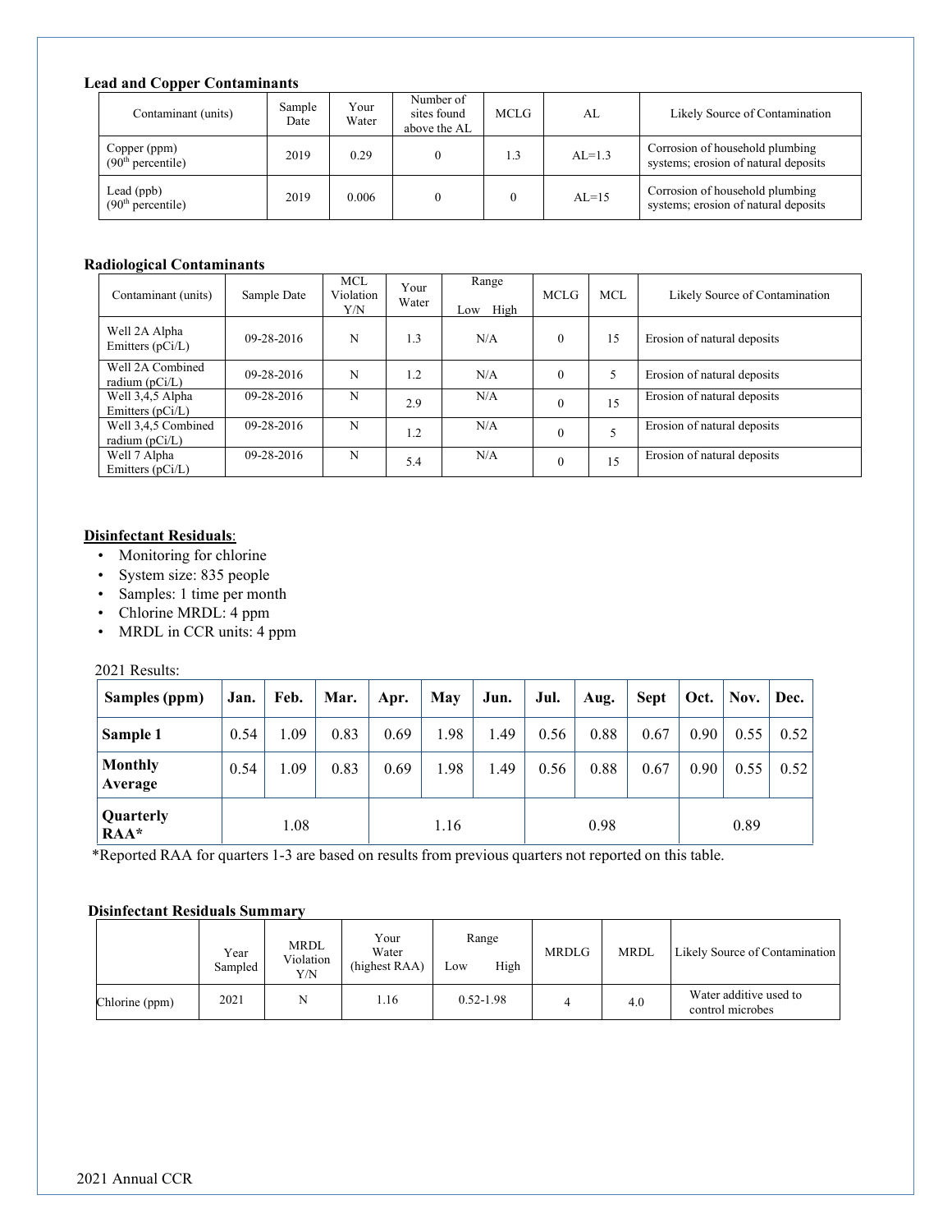**Lead and Copper Contaminants**

| Contaminant (units) | Sample Date | Your Water | Number of sites found above the AL | MCLG | AL | Likely Source of Contamination |
|---|---|---|---|---|---|---|
| Copper (ppm) (90th percentile) | 2019 | 0.29 | 0 | 1.3 | AL=1.3 | Corrosion of household plumbing systems; erosion of natural deposits |
| Lead (ppb) (90th percentile) | 2019 | 0.006 | 0 | 0 | AL=15 | Corrosion of household plumbing systems; erosion of natural deposits |

**Radiological Contaminants**

| Contaminant (units) | Sample Date | MCL Violation Y/N | Your Water | Range Low High | MCLG | MCL | Likely Source of Contamination |
|---|---|---|---|---|---|---|---|
| Well 2A Alpha Emitters (pCi/L) | 09-28-2016 | N | 1.3 | N/A | 0 | 15 | Erosion of natural deposits |
| Well 2A Combined radium (pCi/L) | 09-28-2016 | N | 1.2 | N/A | 0 | 5 | Erosion of natural deposits |
| Well 3,4,5 Alpha Emitters (pCi/L) | 09-28-2016 | N | 2.9 | N/A | 0 | 15 | Erosion of natural deposits |
| Well 3,4,5 Combined radium (pCi/L) | 09-28-2016 | N | 1.2 | N/A | 0 | 5 | Erosion of natural deposits |
| Well 7 Alpha Emitters (pCi/L) | 09-28-2016 | N | 5.4 | N/A | 0 | 15 | Erosion of natural deposits |

**Disinfectant Residuals**:

- Monitoring for chlorine
- System size: 835 people
- Samples: 1 time per month
- Chlorine MRDL: 4 ppm
- MRDL in CCR units: 4 ppm

2021 Results:

| Samples (ppm) | Jan. | Feb. | Mar. | Apr. | May | Jun. | Jul. | Aug. | Sept | Oct. | Nov. | Dec. |
|---|---|---|---|---|---|---|---|---|---|---|---|---|
| Sample 1 | 0.54 | 1.09 | 0.83 | 0.69 | 1.98 | 1.49 | 0.56 | 0.88 | 0.67 | 0.90 | 0.55 | 0.52 |
| Monthly Average | 0.54 | 1.09 | 0.83 | 0.69 | 1.98 | 1.49 | 0.56 | 0.88 | 0.67 | 0.90 | 0.55 | 0.52 |
| Quarterly RAA* | 1.08 | | | 1.16 | | | 0.98 | | | 0.89 | | |

*Reported RAA for quarters 1-3 are based on results from previous quarters not reported on this table.

**Disinfectant Residuals Summary**

| | Year Sampled | MRDL Violation Y/N | Your Water (highest RAA) | Range Low High | MRDLG | MRDL | Likely Source of Contamination |
|---|---|---|---|---|---|---|---|
| Chlorine (ppm) | 2021 | N | 1.16 | 0.52-1.98 | 4 | 4.0 | Water additive used to control microbes |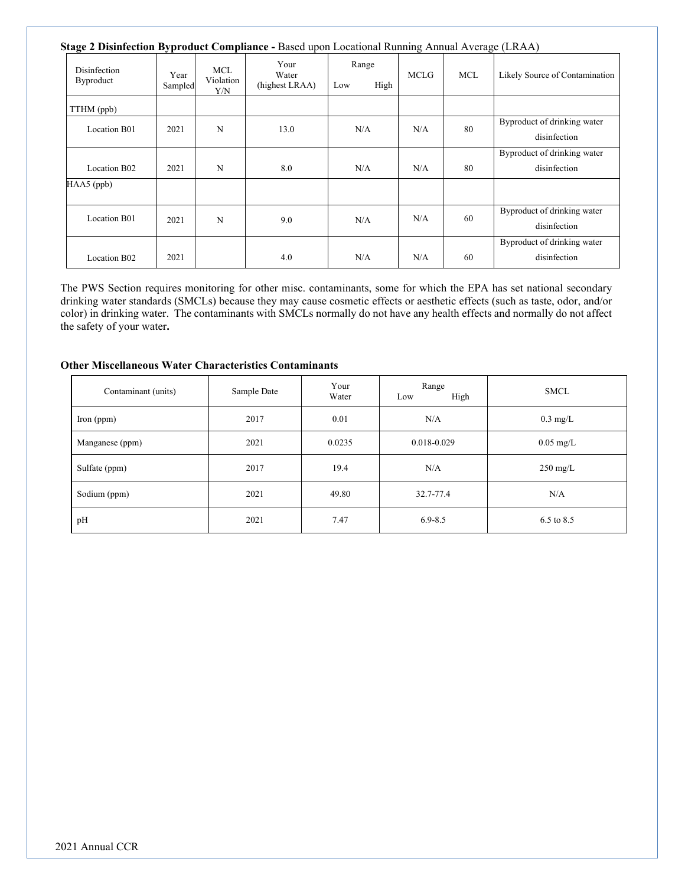**Stage 2 Disinfection Byproduct Compliance -** Based upon Locational Running Annual Average (LRAA)

| Disinfection Byproduct | Year Sampled | MCL Violation Y/N | Your Water (highest LRAA) | Range Low High | MCLG | MCL | Likely Source of Contamination |
|---|---|---|---|---|---|---|---|
| TTHM (ppb) | | | | | | | |
| Location B01 | 2021 | N | 13.0 | N/A | N/A | 80 | Byproduct of drinking water disinfection |
| Location B02 | 2021 | N | 8.0 | N/A | N/A | 80 | Byproduct of drinking water disinfection |
| HAA5 (ppb) | | | | | | | |
| Location B01 | 2021 | N | 9.0 | N/A | N/A | 60 | Byproduct of drinking water disinfection |
| Location B02 | 2021 | | 4.0 | N/A | N/A | 60 | Byproduct of drinking water disinfection |

The PWS Section requires monitoring for other misc. contaminants, some for which the EPA has set national secondary drinking water standards (SMCLs) because they may cause cosmetic effects or aesthetic effects (such as taste, odor, and/or color) in drinking water. The contaminants with SMCLs normally do not have any health effects and normally do not affect the safety of your water**.**

**Other Miscellaneous Water Characteristics Contaminants**

| Contaminant (units) | Sample Date | Your Water | Range Low High | SMCL |
|---|---|---|---|---|
| Iron (ppm) | 2017 | 0.01 | N/A | 0.3 mg/L |
| Manganese (ppm) | 2021 | 0.0235 | 0.018-0.029 | 0.05 mg/L |
| Sulfate (ppm) | 2017 | 19.4 | N/A | 250 mg/L |
| Sodium (ppm) | 2021 | 49.80 | 32.7-77.4 | N/A |
| pH | 2021 | 7.47 | 6.9-8.5 | 6.5 to 8.5 |